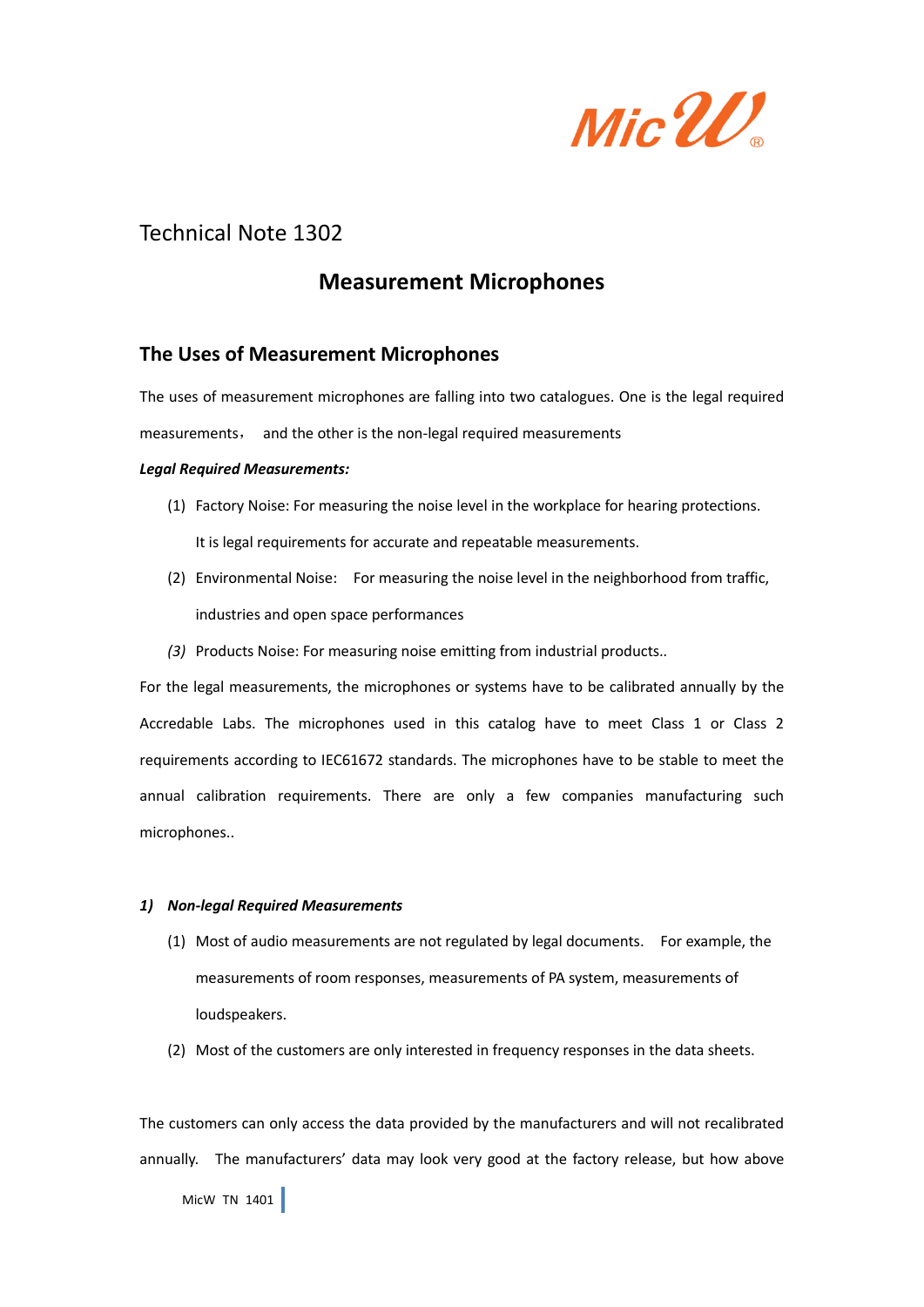Technical Note 1302

# Measurement Microphones

## The Uses of Measurement Microphones

The uses of measurement microphones are falling into two catalogues. One is the legal required measurements， and the other is the non-legal required measurements

***Legal Required Measurements:***

(1) Factory Noise: For measuring the noise level in the workplace for hearing protections. It is legal requirements for accurate and repeatable measurements.

(2) Environmental Noise: For measuring the noise level in the neighborhood from traffic, industries and open space performances

*(3)* Products Noise: For measuring noise emitting from industrial products..

For the legal measurements, the microphones or systems have to be calibrated annually by the Accredable Labs. The microphones used in this catalog have to meet Class 1 or Class 2 requirements according to IEC61672 standards. The microphones have to be stable to meet the annual calibration requirements. There are only a few companies manufacturing such microphones..

***1) Non-legal Required Measurements***

(1) Most of audio measurements are not regulated by legal documents. For example, the measurements of room responses, measurements of PA system, measurements of loudspeakers.

(2) Most of the customers are only interested in frequency responses in the data sheets.

The customers can only access the data provided by the manufacturers and will not recalibrated annually. The manufacturers' data may look very good at the factory release, but how above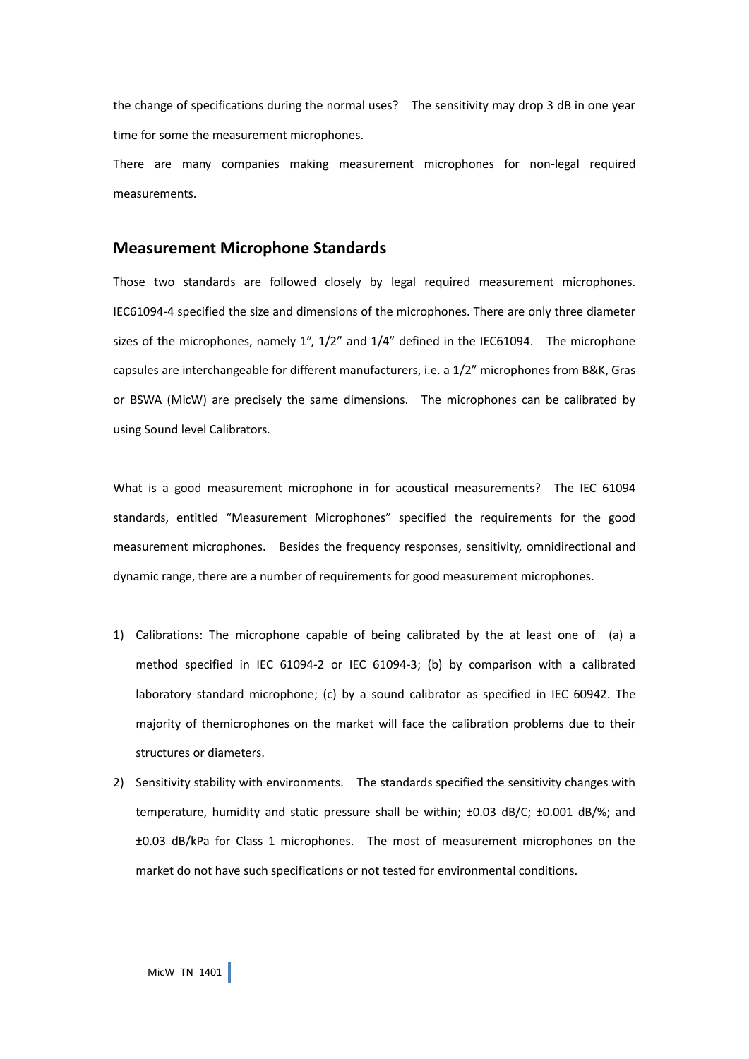the change of specifications during the normal uses? The sensitivity may drop 3 dB in one year time for some the measurement microphones.

There are many companies making measurement microphones for non-legal required measurements.

## Measurement Microphone Standards

Those two standards are followed closely by legal required measurement microphones. IEC61094-4 specified the size and dimensions of the microphones. There are only three diameter sizes of the microphones, namely 1", 1/2" and 1/4" defined in the IEC61094. The microphone capsules are interchangeable for different manufacturers, i.e. a 1/2" microphones from B&K, Gras or BSWA (MicW) are precisely the same dimensions. The microphones can be calibrated by using Sound level Calibrators.

What is a good measurement microphone in for acoustical measurements? The IEC 61094 standards, entitled "Measurement Microphones" specified the requirements for the good measurement microphones. Besides the frequency responses, sensitivity, omnidirectional and dynamic range, there are a number of requirements for good measurement microphones.

1) Calibrations: The microphone capable of being calibrated by the at least one of (a) a method specified in IEC 61094-2 or IEC 61094-3; (b) by comparison with a calibrated laboratory standard microphone; (c) by a sound calibrator as specified in IEC 60942. The majority of themicrophones on the market will face the calibration problems due to their structures or diameters.
2) Sensitivity stability with environments. The standards specified the sensitivity changes with temperature, humidity and static pressure shall be within; ±0.03 dB/C; ±0.001 dB/%; and ±0.03 dB/kPa for Class 1 microphones. The most of measurement microphones on the market do not have such specifications or not tested for environmental conditions.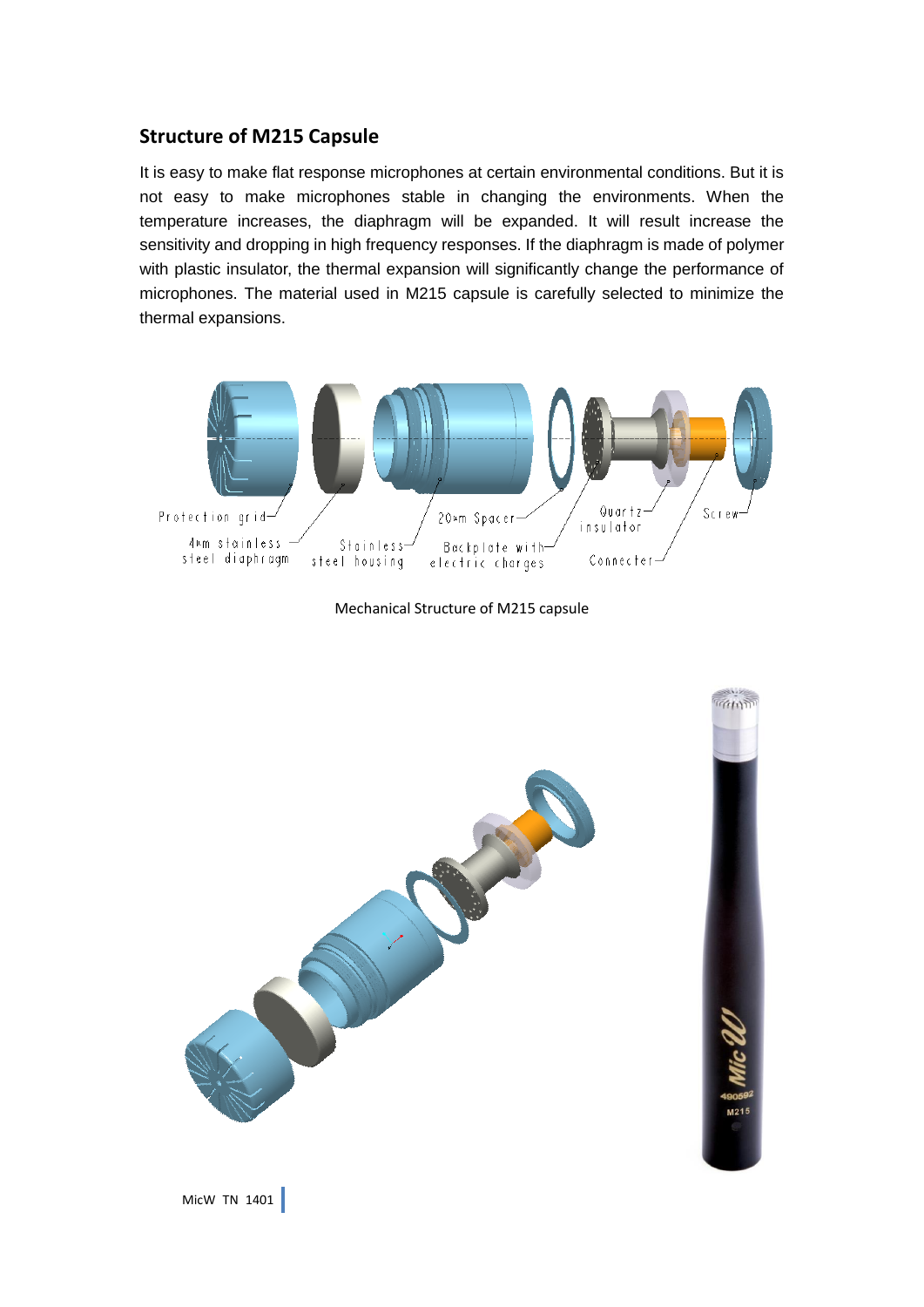## Structure of M215 Capsule

It is easy to make flat response microphones at certain environmental conditions. But it is not easy to make microphones stable in changing the environments. When the temperature increases, the diaphragm will be expanded. It will result increase the sensitivity and dropping in high frequency responses. If the diaphragm is made of polymer with plastic insulator, the thermal expansion will significantly change the performance of microphones. The material used in M215 capsule is carefully selected to minimize the thermal expansions.

Protection grid, 4um stainless steel diaphragm, Stainless steel housing, 20um Spacer, Backplate with electric charges, Quartz insulator, Connecter, Screw

Mechanical Structure of M215 capsule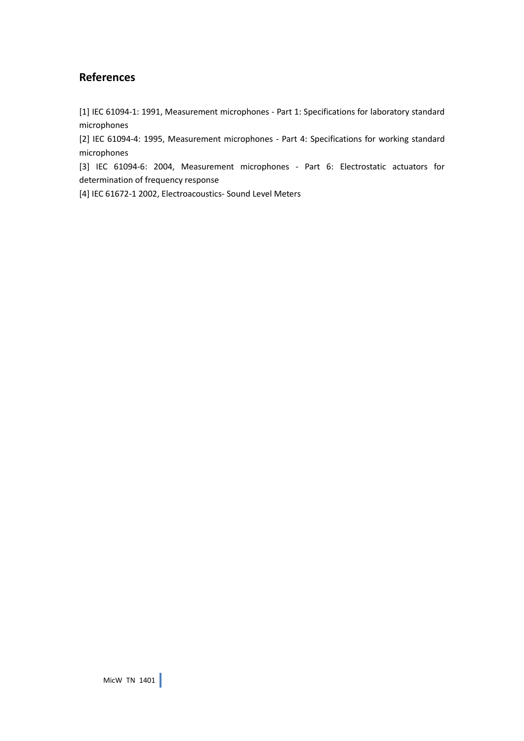## References

[1] IEC 61094-1: 1991, Measurement microphones - Part 1: Specifications for laboratory standard microphones

[2] IEC 61094-4: 1995, Measurement microphones - Part 4: Specifications for working standard microphones

[3] IEC 61094-6: 2004, Measurement microphones - Part 6: Electrostatic actuators for determination of frequency response

[4] IEC 61672-1 2002, Electroacoustics- Sound Level Meters